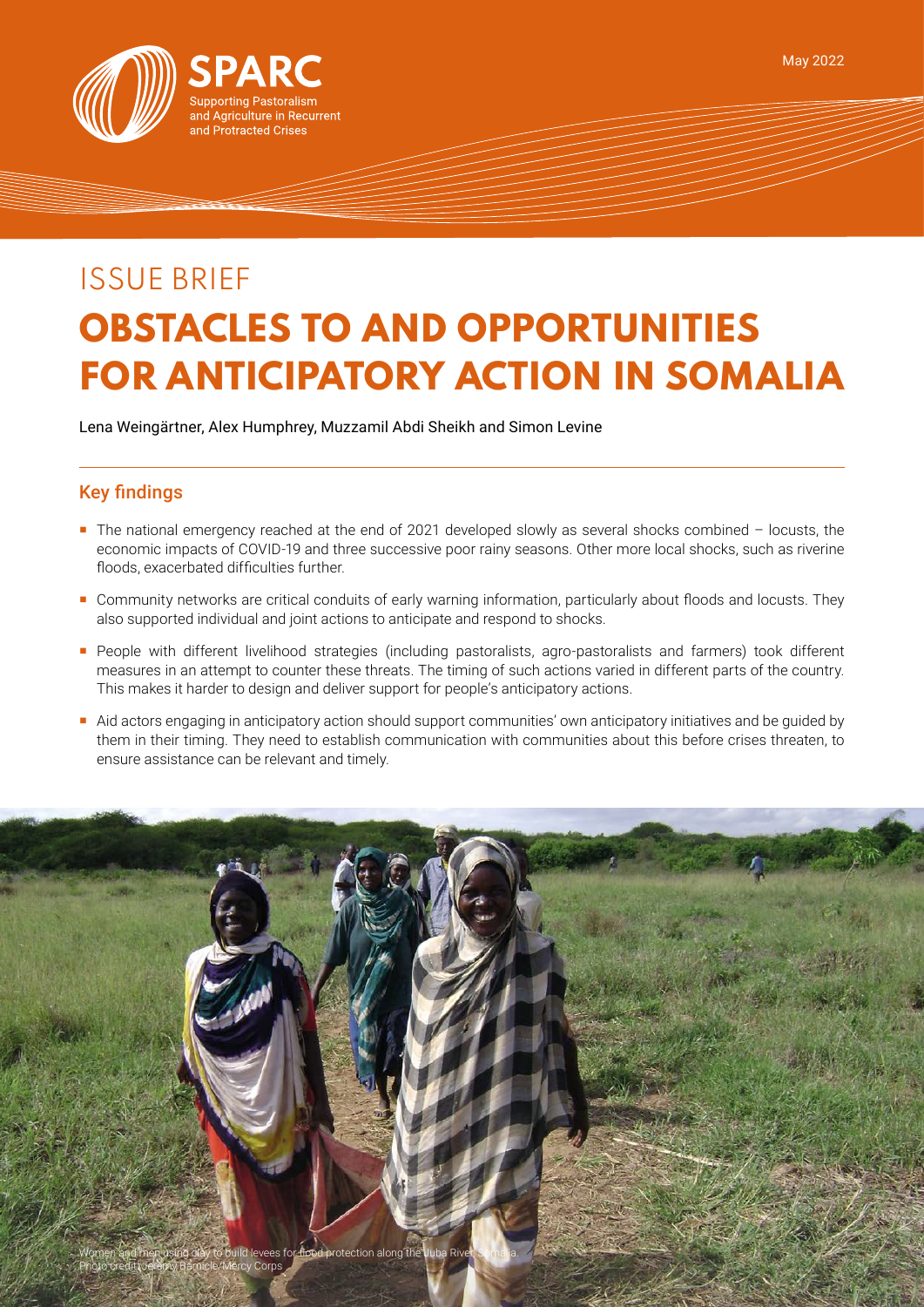SPARC

Supporting Pastoralism and Agriculture in Recurrent and Protracted Crises

May 2022

ISSUE BRIEF

# OBSTACLES TO AND OPPORTUNITIES FOR ANTICIPATORY ACTION IN SOMALIA

Lena Weingärtner, Alex Humphrey, Muzzamil Abdi Sheikh and Simon Levine

## Key findings

- The national emergency reached at the end of 2021 developed slowly as several shocks combined – locusts, the economic impacts of COVID-19 and three successive poor rainy seasons. Other more local shocks, such as riverine floods, exacerbated difficulties further.
- Community networks are critical conduits of early warning information, particularly about floods and locusts. They also supported individual and joint actions to anticipate and respond to shocks.
- People with different livelihood strategies (including pastoralists, agro-pastoralists and farmers) took different measures in an attempt to counter these threats. The timing of such actions varied in different parts of the country. This makes it harder to design and deliver support for people's anticipatory actions.
- Aid actors engaging in anticipatory action should support communities' own anticipatory initiatives and be guided by them in their timing. They need to establish communication with communities about this before crises threaten, to ensure assistance can be relevant and timely.

Women and men using clay to build levees for flood protection along the Juba River, Somalia.
Photo credit: Jeremy Barnicle/Mercy Corps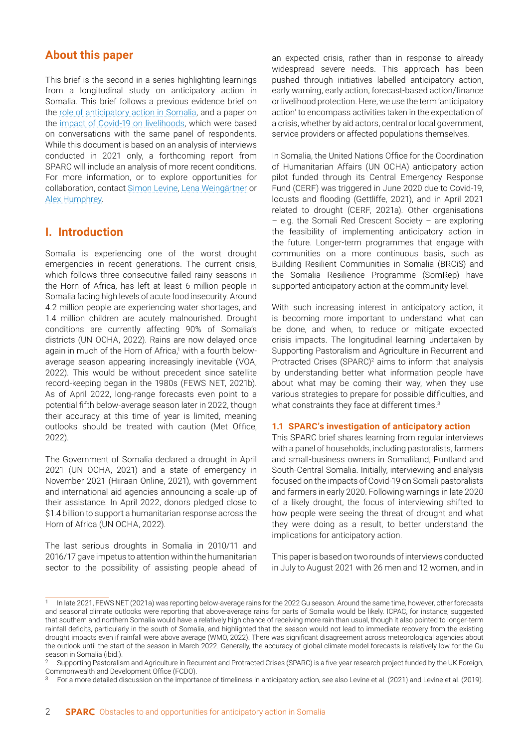## About this paper

This brief is the second in a series highlighting learnings from a longitudinal study on anticipatory action in Somalia. This brief follows a previous evidence brief on the role of anticipatory action in Somalia, and a paper on the impact of Covid-19 on livelihoods, which were based on conversations with the same panel of respondents. While this document is based on an analysis of interviews conducted in 2021 only, a forthcoming report from SPARC will include an analysis of more recent conditions. For more information, or to explore opportunities for collaboration, contact Simon Levine, Lena Weingärtner or Alex Humphrey.

## I. Introduction

Somalia is experiencing one of the worst drought emergencies in recent generations. The current crisis, which follows three consecutive failed rainy seasons in the Horn of Africa, has left at least 6 million people in Somalia facing high levels of acute food insecurity. Around 4.2 million people are experiencing water shortages, and 1.4 million children are acutely malnourished. Drought conditions are currently affecting 90% of Somalia's districts (UN OCHA, 2022). Rains are now delayed once again in much of the Horn of Africa,[1] with a fourth below-average season appearing increasingly inevitable (VOA, 2022). This would be without precedent since satellite record-keeping began in the 1980s (FEWS NET, 2021b). As of April 2022, long-range forecasts even point to a potential fifth below-average season later in 2022, though their accuracy at this time of year is limited, meaning outlooks should be treated with caution (Met Office, 2022).

The Government of Somalia declared a drought in April 2021 (UN OCHA, 2021) and a state of emergency in November 2021 (Hiiraan Online, 2021), with government and international aid agencies announcing a scale-up of their assistance. In April 2022, donors pledged close to $1.4 billion to support a humanitarian response across the Horn of Africa (UN OCHA, 2022).

The last serious droughts in Somalia in 2010/11 and 2016/17 gave impetus to attention within the humanitarian sector to the possibility of assisting people ahead of an expected crisis, rather than in response to already widespread severe needs. This approach has been pushed through initiatives labelled anticipatory action, early warning, early action, forecast-based action/finance or livelihood protection. Here, we use the term 'anticipatory action' to encompass activities taken in the expectation of a crisis, whether by aid actors, central or local government, service providers or affected populations themselves.

In Somalia, the United Nations Office for the Coordination of Humanitarian Affairs (UN OCHA) anticipatory action pilot funded through its Central Emergency Response Fund (CERF) was triggered in June 2020 due to Covid-19, locusts and flooding (Gettliffe, 2021), and in April 2021 related to drought (CERF, 2021a). Other organisations – e.g. the Somali Red Crescent Society – are exploring the feasibility of implementing anticipatory action in the future. Longer-term programmes that engage with communities on a more continuous basis, such as Building Resilient Communities in Somalia (BRCiS) and the Somalia Resilience Programme (SomRep) have supported anticipatory action at the community level.

With such increasing interest in anticipatory action, it is becoming more important to understand what can be done, and when, to reduce or mitigate expected crisis impacts. The longitudinal learning undertaken by Supporting Pastoralism and Agriculture in Recurrent and Protracted Crises (SPARC)[2] aims to inform that analysis by understanding better what information people have about what may be coming their way, when they use various strategies to prepare for possible difficulties, and what constraints they face at different times.[3]

### 1.1 SPARC's investigation of anticipatory action

This SPARC brief shares learning from regular interviews with a panel of households, including pastoralists, farmers and small-business owners in Somaliland, Puntland and South-Central Somalia. Initially, interviewing and analysis focused on the impacts of Covid-19 on Somali pastoralists and farmers in early 2020. Following warnings in late 2020 of a likely drought, the focus of interviewing shifted to how people were seeing the threat of drought and what they were doing as a result, to better understand the implications for anticipatory action.

This paper is based on two rounds of interviews conducted in July to August 2021 with 26 men and 12 women, and in

---

[1] In late 2021, FEWS NET (2021a) was reporting below-average rains for the 2022 Gu season. Around the same time, however, other forecasts and seasonal climate outlooks were reporting that above-average rains for parts of Somalia would be likely. ICPAC, for instance, suggested that southern and northern Somalia would have a relatively high chance of receiving more rain than usual, though it also pointed to longer-term rainfall deficits, particularly in the south of Somalia, and highlighted that the season would not lead to immediate recovery from the existing drought impacts even if rainfall were above average (WMO, 2022). There was significant disagreement across meteorological agencies about the outlook until the start of the season in March 2022. Generally, the accuracy of global climate model forecasts is relatively low for the Gu season in Somalia (ibid.).

[2] Supporting Pastoralism and Agriculture in Recurrent and Protracted Crises (SPARC) is a five-year research project funded by the UK Foreign, Commonwealth and Development Office (FCDO).

[3] For a more detailed discussion on the importance of timeliness in anticipatory action, see also Levine et al. (2021) and Levine et al. (2019).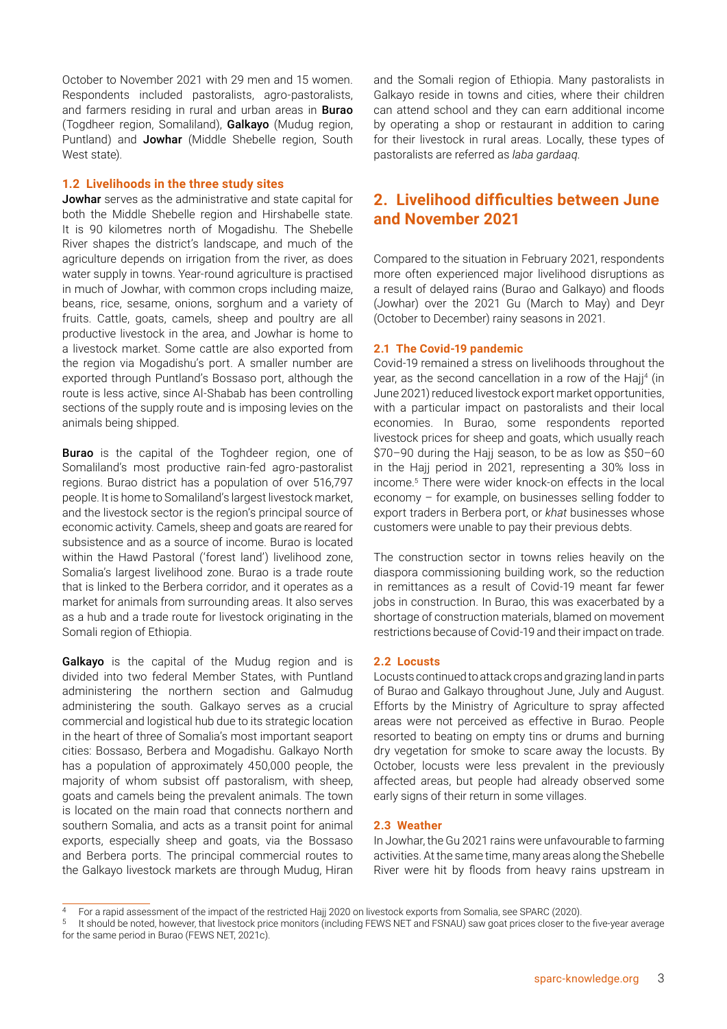October to November 2021 with 29 men and 15 women. Respondents included pastoralists, agro-pastoralists, and farmers residing in rural and urban areas in **Burao** (Togdheer region, Somaliland), **Galkayo** (Mudug region, Puntland) and **Jowhar** (Middle Shebelle region, South West state).

### 1.2 Livelihoods in the three study sites

**Jowhar** serves as the administrative and state capital for both the Middle Shebelle region and Hirshabelle state. It is 90 kilometres north of Mogadishu. The Shebelle River shapes the district's landscape, and much of the agriculture depends on irrigation from the river, as does water supply in towns. Year-round agriculture is practised in much of Jowhar, with common crops including maize, beans, rice, sesame, onions, sorghum and a variety of fruits. Cattle, goats, camels, sheep and poultry are all productive livestock in the area, and Jowhar is home to a livestock market. Some cattle are also exported from the region via Mogadishu's port. A smaller number are exported through Puntland's Bossaso port, although the route is less active, since Al-Shabab has been controlling sections of the supply route and is imposing levies on the animals being shipped.

**Burao** is the capital of the Toghdeer region, one of Somaliland's most productive rain-fed agro-pastoralist regions. Burao district has a population of over 516,797 people. It is home to Somaliland's largest livestock market, and the livestock sector is the region's principal source of economic activity. Camels, sheep and goats are reared for subsistence and as a source of income. Burao is located within the Hawd Pastoral ('forest land') livelihood zone, Somalia's largest livelihood zone. Burao is a trade route that is linked to the Berbera corridor, and it operates as a market for animals from surrounding areas. It also serves as a hub and a trade route for livestock originating in the Somali region of Ethiopia.

**Galkayo** is the capital of the Mudug region and is divided into two federal Member States, with Puntland administering the northern section and Galmudug administering the south. Galkayo serves as a crucial commercial and logistical hub due to its strategic location in the heart of three of Somalia's most important seaport cities: Bossaso, Berbera and Mogadishu. Galkayo North has a population of approximately 450,000 people, the majority of whom subsist off pastoralism, with sheep, goats and camels being the prevalent animals. The town is located on the main road that connects northern and southern Somalia, and acts as a transit point for animal exports, especially sheep and goats, via the Bossaso and Berbera ports. The principal commercial routes to the Galkayo livestock markets are through Mudug, Hiran and the Somali region of Ethiopia. Many pastoralists in Galkayo reside in towns and cities, where their children can attend school and they can earn additional income by operating a shop or restaurant in addition to caring for their livestock in rural areas. Locally, these types of pastoralists are referred as *laba gardaaq*.

## 2. Livelihood difficulties between June and November 2021

Compared to the situation in February 2021, respondents more often experienced major livelihood disruptions as a result of delayed rains (Burao and Galkayo) and floods (Jowhar) over the 2021 Gu (March to May) and Deyr (October to December) rainy seasons in 2021.

### 2.1 The Covid-19 pandemic

Covid-19 remained a stress on livelihoods throughout the year, as the second cancellation in a row of the Hajj[4] (in June 2021) reduced livestock export market opportunities, with a particular impact on pastoralists and their local economies. In Burao, some respondents reported livestock prices for sheep and goats, which usually reach $70–90 during the Hajj season, to be as low as $50–60 in the Hajj period in 2021, representing a 30% loss in income.[5] There were wider knock-on effects in the local economy – for example, on businesses selling fodder to export traders in Berbera port, or *khat* businesses whose customers were unable to pay their previous debts.

The construction sector in towns relies heavily on the diaspora commissioning building work, so the reduction in remittances as a result of Covid-19 meant far fewer jobs in construction. In Burao, this was exacerbated by a shortage of construction materials, blamed on movement restrictions because of Covid-19 and their impact on trade.

### 2.2 Locusts

Locusts continued to attack crops and grazing land in parts of Burao and Galkayo throughout June, July and August. Efforts by the Ministry of Agriculture to spray affected areas were not perceived as effective in Burao. People resorted to beating on empty tins or drums and burning dry vegetation for smoke to scare away the locusts. By October, locusts were less prevalent in the previously affected areas, but people had already observed some early signs of their return in some villages.

### 2.3 Weather

In Jowhar, the Gu 2021 rains were unfavourable to farming activities. At the same time, many areas along the Shebelle River were hit by floods from heavy rains upstream in

---

[4] For a rapid assessment of the impact of the restricted Hajj 2020 on livestock exports from Somalia, see SPARC (2020).

[5] It should be noted, however, that livestock price monitors (including FEWS NET and FSNAU) saw goat prices closer to the five-year average for the same period in Burao (FEWS NET, 2021c).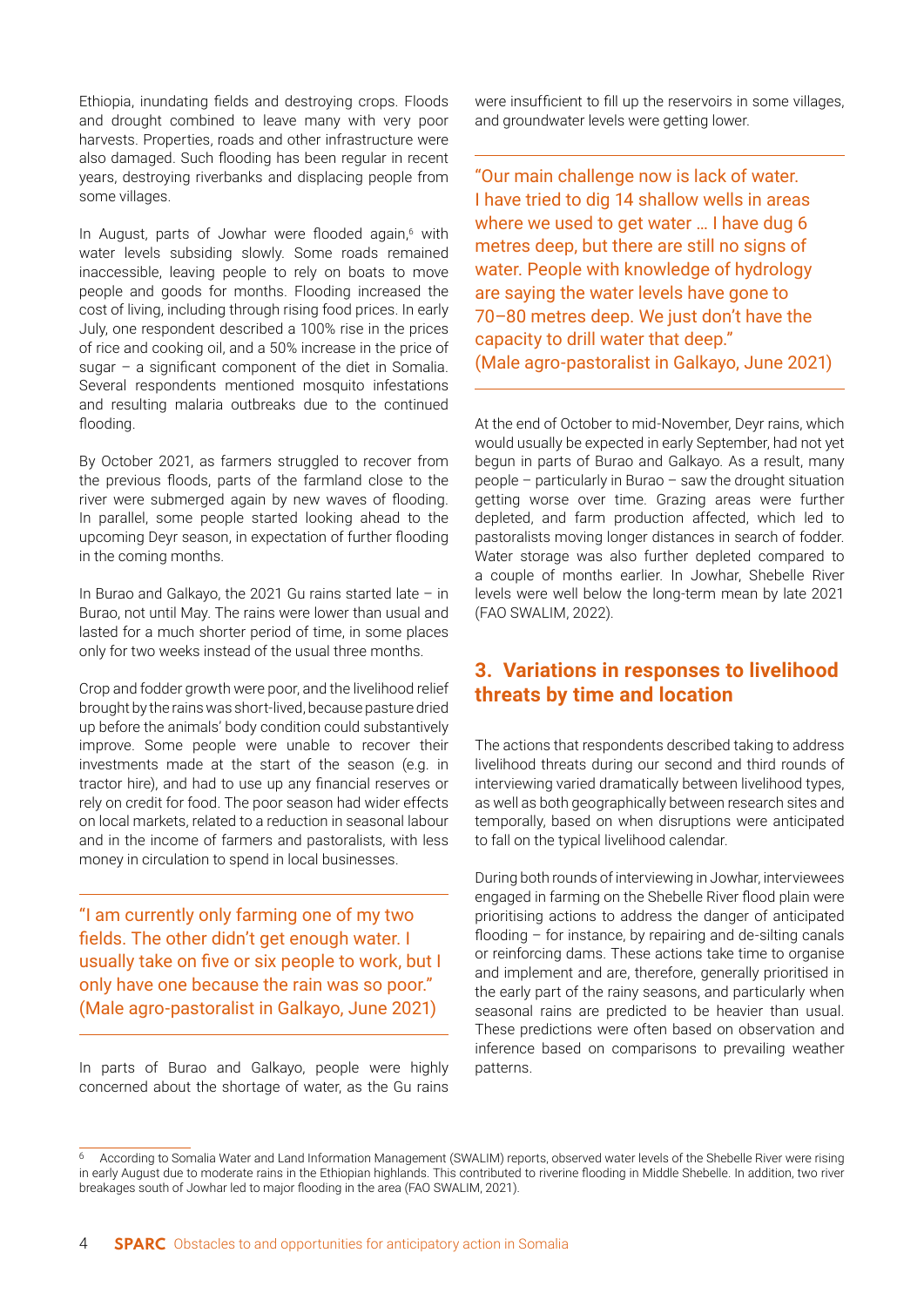Ethiopia, inundating fields and destroying crops. Floods and drought combined to leave many with very poor harvests. Properties, roads and other infrastructure were also damaged. Such flooding has been regular in recent years, destroying riverbanks and displacing people from some villages.

In August, parts of Jowhar were flooded again,[6] with water levels subsiding slowly. Some roads remained inaccessible, leaving people to rely on boats to move people and goods for months. Flooding increased the cost of living, including through rising food prices. In early July, one respondent described a 100% rise in the prices of rice and cooking oil, and a 50% increase in the price of sugar – a significant component of the diet in Somalia. Several respondents mentioned mosquito infestations and resulting malaria outbreaks due to the continued flooding.

By October 2021, as farmers struggled to recover from the previous floods, parts of the farmland close to the river were submerged again by new waves of flooding. In parallel, some people started looking ahead to the upcoming Deyr season, in expectation of further flooding in the coming months.

In Burao and Galkayo, the 2021 Gu rains started late – in Burao, not until May. The rains were lower than usual and lasted for a much shorter period of time, in some places only for two weeks instead of the usual three months.

Crop and fodder growth were poor, and the livelihood relief brought by the rains was short-lived, because pasture dried up before the animals' body condition could substantively improve. Some people were unable to recover their investments made at the start of the season (e.g. in tractor hire), and had to use up any financial reserves or rely on credit for food. The poor season had wider effects on local markets, related to a reduction in seasonal labour and in the income of farmers and pastoralists, with less money in circulation to spend in local businesses.

> "I am currently only farming one of my two fields. The other didn't get enough water. I usually take on five or six people to work, but I only have one because the rain was so poor."
> (Male agro-pastoralist in Galkayo, June 2021)

In parts of Burao and Galkayo, people were highly concerned about the shortage of water, as the Gu rains were insufficient to fill up the reservoirs in some villages, and groundwater levels were getting lower.

> "Our main challenge now is lack of water. I have tried to dig 14 shallow wells in areas where we used to get water … I have dug 6 metres deep, but there are still no signs of water. People with knowledge of hydrology are saying the water levels have gone to 70–80 metres deep. We just don't have the capacity to drill water that deep."
> (Male agro-pastoralist in Galkayo, June 2021)

At the end of October to mid-November, Deyr rains, which would usually be expected in early September, had not yet begun in parts of Burao and Galkayo. As a result, many people – particularly in Burao – saw the drought situation getting worse over time. Grazing areas were further depleted, and farm production affected, which led to pastoralists moving longer distances in search of fodder. Water storage was also further depleted compared to a couple of months earlier. In Jowhar, Shebelle River levels were well below the long-term mean by late 2021 (FAO SWALIM, 2022).

## 3. Variations in responses to livelihood threats by time and location

The actions that respondents described taking to address livelihood threats during our second and third rounds of interviewing varied dramatically between livelihood types, as well as both geographically between research sites and temporally, based on when disruptions were anticipated to fall on the typical livelihood calendar.

During both rounds of interviewing in Jowhar, interviewees engaged in farming on the Shebelle River flood plain were prioritising actions to address the danger of anticipated flooding – for instance, by repairing and de-silting canals or reinforcing dams. These actions take time to organise and implement and are, therefore, generally prioritised in the early part of the rainy seasons, and particularly when seasonal rains are predicted to be heavier than usual. These predictions were often based on observation and inference based on comparisons to prevailing weather patterns.

[6] According to Somalia Water and Land Information Management (SWALIM) reports, observed water levels of the Shebelle River were rising in early August due to moderate rains in the Ethiopian highlands. This contributed to riverine flooding in Middle Shebelle. In addition, two river breakages south of Jowhar led to major flooding in the area (FAO SWALIM, 2021).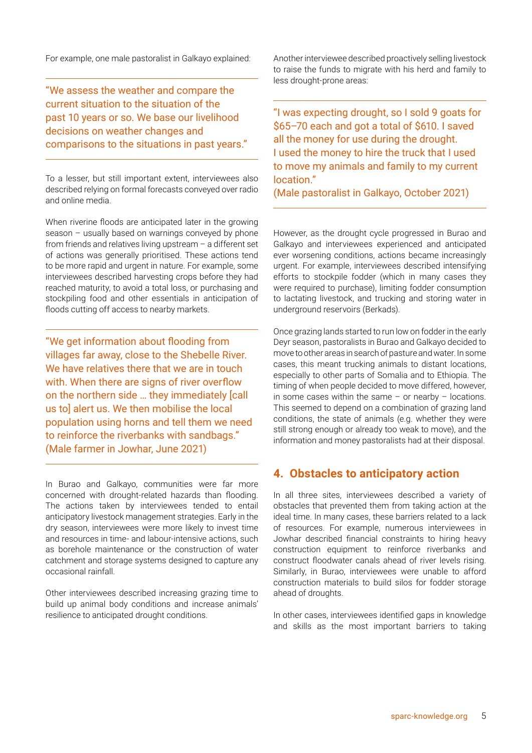For example, one male pastoralist in Galkayo explained:

> "We assess the weather and compare the current situation to the situation of the past 10 years or so. We base our livelihood decisions on weather changes and comparisons to the situations in past years."

To a lesser, but still important extent, interviewees also described relying on formal forecasts conveyed over radio and online media.

When riverine floods are anticipated later in the growing season – usually based on warnings conveyed by phone from friends and relatives living upstream – a different set of actions was generally prioritised. These actions tend to be more rapid and urgent in nature. For example, some interviewees described harvesting crops before they had reached maturity, to avoid a total loss, or purchasing and stockpiling food and other essentials in anticipation of floods cutting off access to nearby markets.

> "We get information about flooding from villages far away, close to the Shebelle River. We have relatives there that we are in touch with. When there are signs of river overflow on the northern side … they immediately [call us to] alert us. We then mobilise the local population using horns and tell them we need to reinforce the riverbanks with sandbags."
> (Male farmer in Jowhar, June 2021)

In Burao and Galkayo, communities were far more concerned with drought-related hazards than flooding. The actions taken by interviewees tended to entail anticipatory livestock management strategies. Early in the dry season, interviewees were more likely to invest time and resources in time- and labour-intensive actions, such as borehole maintenance or the construction of water catchment and storage systems designed to capture any occasional rainfall.

Other interviewees described increasing grazing time to build up animal body conditions and increase animals' resilience to anticipated drought conditions.

Another interviewee described proactively selling livestock to raise the funds to migrate with his herd and family to less drought-prone areas:

> "I was expecting drought, so I sold 9 goats for $65–70 each and got a total of $610. I saved all the money for use during the drought. I used the money to hire the truck that I used to move my animals and family to my current location."
> (Male pastoralist in Galkayo, October 2021)

However, as the drought cycle progressed in Burao and Galkayo and interviewees experienced and anticipated ever worsening conditions, actions became increasingly urgent. For example, interviewees described intensifying efforts to stockpile fodder (which in many cases they were required to purchase), limiting fodder consumption to lactating livestock, and trucking and storing water in underground reservoirs (Berkads).

Once grazing lands started to run low on fodder in the early Deyr season, pastoralists in Burao and Galkayo decided to move to other areas in search of pasture and water. In some cases, this meant trucking animals to distant locations, especially to other parts of Somalia and to Ethiopia. The timing of when people decided to move differed, however, in some cases within the same – or nearby – locations. This seemed to depend on a combination of grazing land conditions, the state of animals (e.g. whether they were still strong enough or already too weak to move), and the information and money pastoralists had at their disposal.

## 4. Obstacles to anticipatory action

In all three sites, interviewees described a variety of obstacles that prevented them from taking action at the ideal time. In many cases, these barriers related to a lack of resources. For example, numerous interviewees in Jowhar described financial constraints to hiring heavy construction equipment to reinforce riverbanks and construct floodwater canals ahead of river levels rising. Similarly, in Burao, interviewees were unable to afford construction materials to build silos for fodder storage ahead of droughts.

In other cases, interviewees identified gaps in knowledge and skills as the most important barriers to taking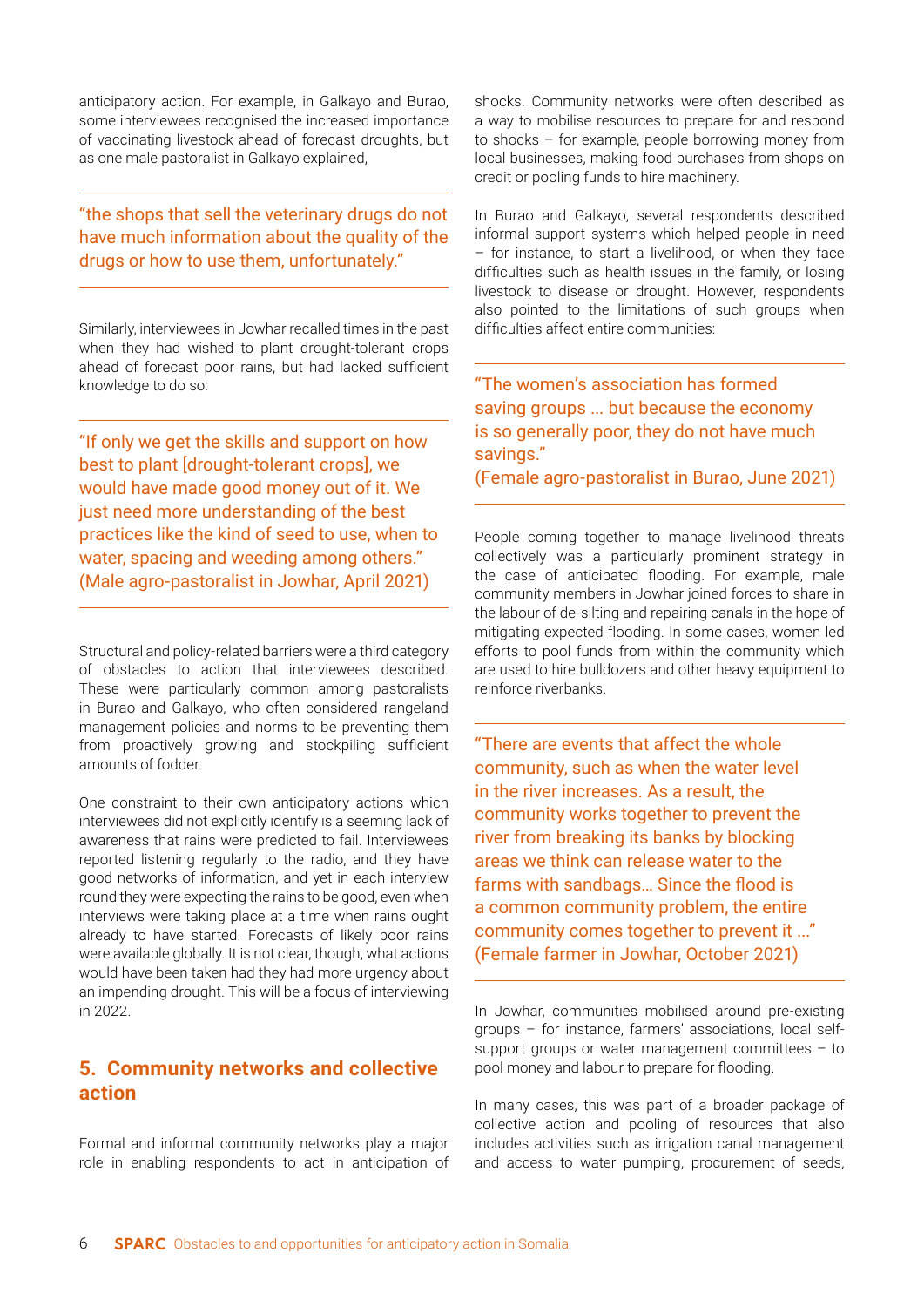anticipatory action. For example, in Galkayo and Burao, some interviewees recognised the increased importance of vaccinating livestock ahead of forecast droughts, but as one male pastoralist in Galkayo explained,

> "the shops that sell the veterinary drugs do not have much information about the quality of the drugs or how to use them, unfortunately."

Similarly, interviewees in Jowhar recalled times in the past when they had wished to plant drought-tolerant crops ahead of forecast poor rains, but had lacked sufficient knowledge to do so:

> "If only we get the skills and support on how best to plant [drought-tolerant crops], we would have made good money out of it. We just need more understanding of the best practices like the kind of seed to use, when to water, spacing and weeding among others."
> (Male agro-pastoralist in Jowhar, April 2021)

Structural and policy-related barriers were a third category of obstacles to action that interviewees described. These were particularly common among pastoralists in Burao and Galkayo, who often considered rangeland management policies and norms to be preventing them from proactively growing and stockpiling sufficient amounts of fodder.

One constraint to their own anticipatory actions which interviewees did not explicitly identify is a seeming lack of awareness that rains were predicted to fail. Interviewees reported listening regularly to the radio, and they have good networks of information, and yet in each interview round they were expecting the rains to be good, even when interviews were taking place at a time when rains ought already to have started. Forecasts of likely poor rains were available globally. It is not clear, though, what actions would have been taken had they had more urgency about an impending drought. This will be a focus of interviewing in 2022.

## 5. Community networks and collective action

Formal and informal community networks play a major role in enabling respondents to act in anticipation of shocks. Community networks were often described as a way to mobilise resources to prepare for and respond to shocks – for example, people borrowing money from local businesses, making food purchases from shops on credit or pooling funds to hire machinery.

In Burao and Galkayo, several respondents described informal support systems which helped people in need – for instance, to start a livelihood, or when they face difficulties such as health issues in the family, or losing livestock to disease or drought. However, respondents also pointed to the limitations of such groups when difficulties affect entire communities:

> "The women's association has formed saving groups ... but because the economy is so generally poor, they do not have much savings."
> (Female agro-pastoralist in Burao, June 2021)

People coming together to manage livelihood threats collectively was a particularly prominent strategy in the case of anticipated flooding. For example, male community members in Jowhar joined forces to share in the labour of de-silting and repairing canals in the hope of mitigating expected flooding. In some cases, women led efforts to pool funds from within the community which are used to hire bulldozers and other heavy equipment to reinforce riverbanks.

> "There are events that affect the whole community, such as when the water level in the river increases. As a result, the community works together to prevent the river from breaking its banks by blocking areas we think can release water to the farms with sandbags… Since the flood is a common community problem, the entire community comes together to prevent it ..."
> (Female farmer in Jowhar, October 2021)

In Jowhar, communities mobilised around pre-existing groups – for instance, farmers' associations, local self-support groups or water management committees – to pool money and labour to prepare for flooding.

In many cases, this was part of a broader package of collective action and pooling of resources that also includes activities such as irrigation canal management and access to water pumping, procurement of seeds,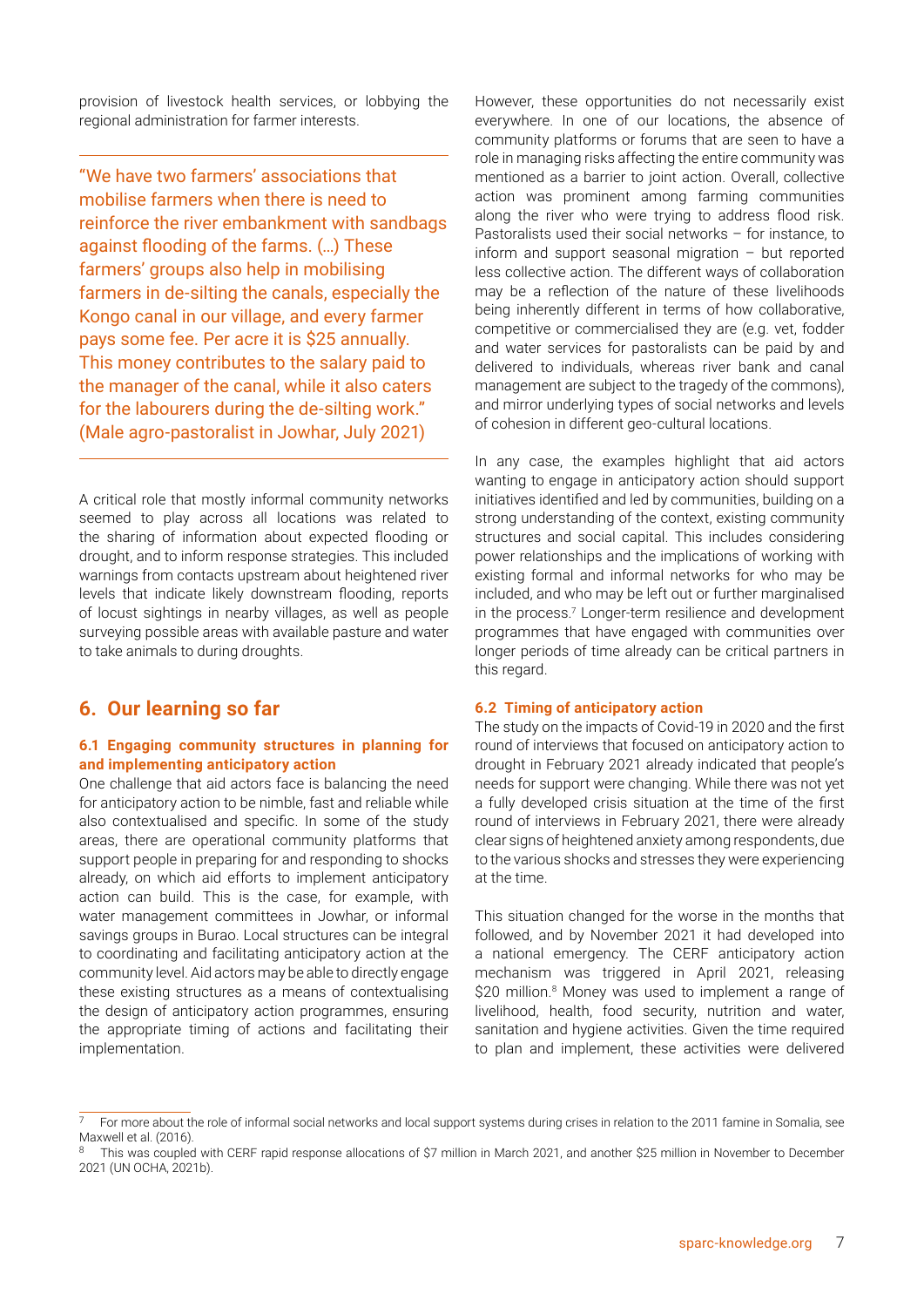provision of livestock health services, or lobbying the regional administration for farmer interests.

> "We have two farmers' associations that mobilise farmers when there is need to reinforce the river embankment with sandbags against flooding of the farms. (…) These farmers' groups also help in mobilising farmers in de-silting the canals, especially the Kongo canal in our village, and every farmer pays some fee. Per acre it is $25 annually. This money contributes to the salary paid to the manager of the canal, while it also caters for the labourers during the de-silting work." (Male agro-pastoralist in Jowhar, July 2021)

A critical role that mostly informal community networks seemed to play across all locations was related to the sharing of information about expected flooding or drought, and to inform response strategies. This included warnings from contacts upstream about heightened river levels that indicate likely downstream flooding, reports of locust sightings in nearby villages, as well as people surveying possible areas with available pasture and water to take animals to during droughts.

## 6. Our learning so far

### 6.1 Engaging community structures in planning for and implementing anticipatory action

One challenge that aid actors face is balancing the need for anticipatory action to be nimble, fast and reliable while also contextualised and specific. In some of the study areas, there are operational community platforms that support people in preparing for and responding to shocks already, on which aid efforts to implement anticipatory action can build. This is the case, for example, with water management committees in Jowhar, or informal savings groups in Burao. Local structures can be integral to coordinating and facilitating anticipatory action at the community level. Aid actors may be able to directly engage these existing structures as a means of contextualising the design of anticipatory action programmes, ensuring the appropriate timing of actions and facilitating their implementation.

However, these opportunities do not necessarily exist everywhere. In one of our locations, the absence of community platforms or forums that are seen to have a role in managing risks affecting the entire community was mentioned as a barrier to joint action. Overall, collective action was prominent among farming communities along the river who were trying to address flood risk. Pastoralists used their social networks – for instance, to inform and support seasonal migration – but reported less collective action. The different ways of collaboration may be a reflection of the nature of these livelihoods being inherently different in terms of how collaborative, competitive or commercialised they are (e.g. vet, fodder and water services for pastoralists can be paid by and delivered to individuals, whereas river bank and canal management are subject to the tragedy of the commons), and mirror underlying types of social networks and levels of cohesion in different geo-cultural locations.

In any case, the examples highlight that aid actors wanting to engage in anticipatory action should support initiatives identified and led by communities, building on a strong understanding of the context, existing community structures and social capital. This includes considering power relationships and the implications of working with existing formal and informal networks for who may be included, and who may be left out or further marginalised in the process.[7] Longer-term resilience and development programmes that have engaged with communities over longer periods of time already can be critical partners in this regard.

### 6.2 Timing of anticipatory action

The study on the impacts of Covid-19 in 2020 and the first round of interviews that focused on anticipatory action to drought in February 2021 already indicated that people's needs for support were changing. While there was not yet a fully developed crisis situation at the time of the first round of interviews in February 2021, there were already clear signs of heightened anxiety among respondents, due to the various shocks and stresses they were experiencing at the time.

This situation changed for the worse in the months that followed, and by November 2021 it had developed into a national emergency. The CERF anticipatory action mechanism was triggered in April 2021, releasing $20 million.[8] Money was used to implement a range of livelihood, health, food security, nutrition and water, sanitation and hygiene activities. Given the time required to plan and implement, these activities were delivered

---

[7] For more about the role of informal social networks and local support systems during crises in relation to the 2011 famine in Somalia, see Maxwell et al. (2016).

[8] This was coupled with CERF rapid response allocations of $7 million in March 2021, and another $25 million in November to December 2021 (UN OCHA, 2021b).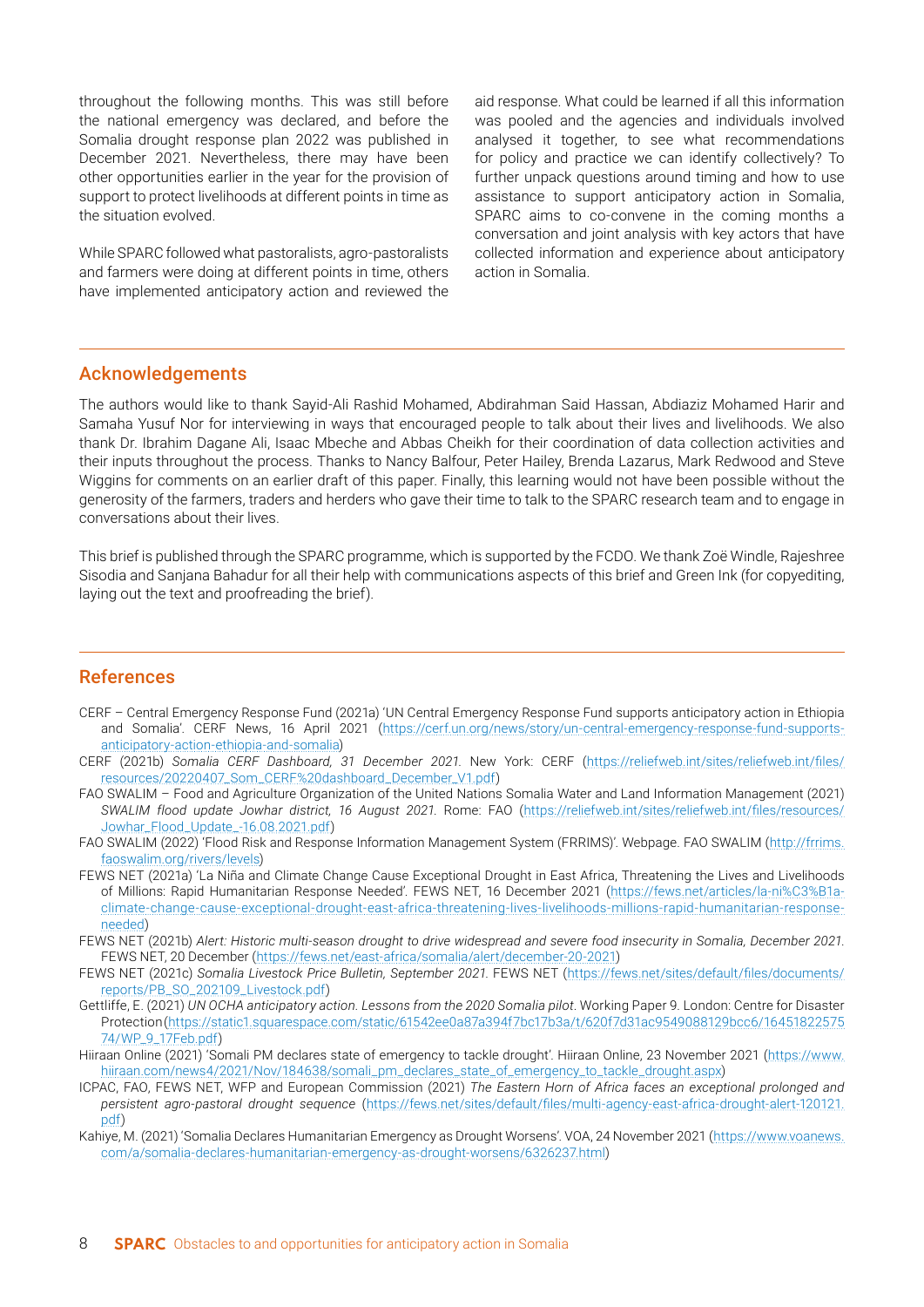throughout the following months. This was still before the national emergency was declared, and before the Somalia drought response plan 2022 was published in December 2021. Nevertheless, there may have been other opportunities earlier in the year for the provision of support to protect livelihoods at different points in time as the situation evolved.

While SPARC followed what pastoralists, agro-pastoralists and farmers were doing at different points in time, others have implemented anticipatory action and reviewed the aid response. What could be learned if all this information was pooled and the agencies and individuals involved analysed it together, to see what recommendations for policy and practice we can identify collectively? To further unpack questions around timing and how to use assistance to support anticipatory action in Somalia, SPARC aims to co-convene in the coming months a conversation and joint analysis with key actors that have collected information and experience about anticipatory action in Somalia.

## Acknowledgements

The authors would like to thank Sayid-Ali Rashid Mohamed, Abdirahman Said Hassan, Abdiaziz Mohamed Harir and Samaha Yusuf Nor for interviewing in ways that encouraged people to talk about their lives and livelihoods. We also thank Dr. Ibrahim Dagane Ali, Isaac Mbeche and Abbas Cheikh for their coordination of data collection activities and their inputs throughout the process. Thanks to Nancy Balfour, Peter Hailey, Brenda Lazarus, Mark Redwood and Steve Wiggins for comments on an earlier draft of this paper. Finally, this learning would not have been possible without the generosity of the farmers, traders and herders who gave their time to talk to the SPARC research team and to engage in conversations about their lives.

This brief is published through the SPARC programme, which is supported by the FCDO. We thank Zoë Windle, Rajeshree Sisodia and Sanjana Bahadur for all their help with communications aspects of this brief and Green Ink (for copyediting, laying out the text and proofreading the brief).

## References

CERF – Central Emergency Response Fund (2021a) 'UN Central Emergency Response Fund supports anticipatory action in Ethiopia and Somalia'. CERF News, 16 April 2021 (https://cerf.un.org/news/story/un-central-emergency-response-fund-supports-anticipatory-action-ethiopia-and-somalia)

CERF (2021b) *Somalia CERF Dashboard, 31 December 2021.* New York: CERF (https://reliefweb.int/sites/reliefweb.int/files/resources/20220407_Som_CERF%20dashboard_December_V1.pdf)

FAO SWALIM – Food and Agriculture Organization of the United Nations Somalia Water and Land Information Management (2021) *SWALIM flood update Jowhar district, 16 August 2021.* Rome: FAO (https://reliefweb.int/sites/reliefweb.int/files/resources/Jowhar_Flood_Update_-16.08.2021.pdf)

FAO SWALIM (2022) 'Flood Risk and Response Information Management System (FRRIMS)'. Webpage. FAO SWALIM (http://frrims.faoswalim.org/rivers/levels)

FEWS NET (2021a) 'La Niña and Climate Change Cause Exceptional Drought in East Africa, Threatening the Lives and Livelihoods of Millions: Rapid Humanitarian Response Needed'. FEWS NET, 16 December 2021 (https://fews.net/articles/la-ni%C3%B1a-climate-change-cause-exceptional-drought-east-africa-threatening-lives-livelihoods-millions-rapid-humanitarian-response-needed)

FEWS NET (2021b) *Alert: Historic multi-season drought to drive widespread and severe food insecurity in Somalia, December 2021.* FEWS NET, 20 December (https://fews.net/east-africa/somalia/alert/december-20-2021)

FEWS NET (2021c) *Somalia Livestock Price Bulletin, September 2021.* FEWS NET (https://fews.net/sites/default/files/documents/reports/PB_SO_202109_Livestock.pdf)

Gettliffe, E. (2021) *UN OCHA anticipatory action. Lessons from the 2020 Somalia pilot*. Working Paper 9. London: Centre for Disaster Protection (https://static1.squarespace.com/static/61542ee0a87a394f7bc17b3a/t/620f7d31ac9549088129bcc6/1645182257574/WP_9_17Feb.pdf)

Hiiraan Online (2021) 'Somali PM declares state of emergency to tackle drought'. Hiiraan Online, 23 November 2021 (https://www.hiiraan.com/news4/2021/Nov/184638/somali_pm_declares_state_of_emergency_to_tackle_drought.aspx)

ICPAC, FAO, FEWS NET, WFP and European Commission (2021) *The Eastern Horn of Africa faces an exceptional prolonged and persistent agro-pastoral drought sequence* (https://fews.net/sites/default/files/multi-agency-east-africa-drought-alert-120121.pdf)

Kahiye, M. (2021) 'Somalia Declares Humanitarian Emergency as Drought Worsens'. VOA, 24 November 2021 (https://www.voanews.com/a/somalia-declares-humanitarian-emergency-as-drought-worsens/6326237.html)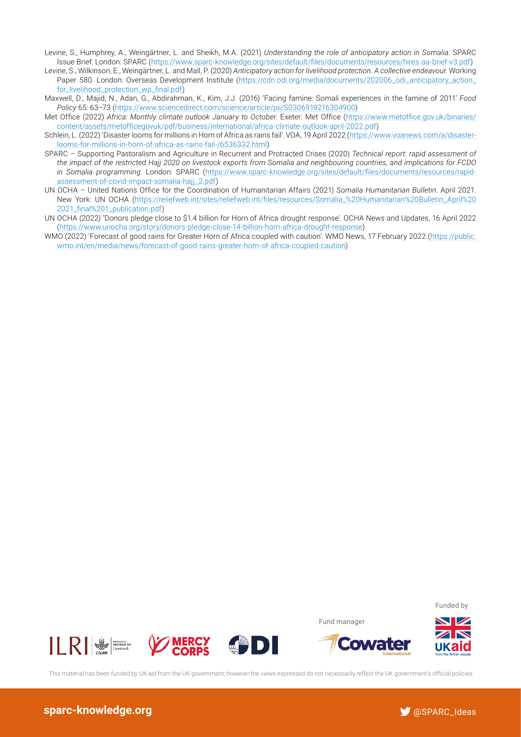Levine, S., Humphrey, A., Weingärtner, L. and Sheikh, M.A. (2021) *Understanding the role of anticipatory action in Somalia*. SPARC Issue Brief. London: SPARC (https://www.sparc-knowledge.org/sites/default/files/documents/resources/hires-aa-brief-v3.pdf)

Levine, S., Wilkinson, E., Weingärtner, L. and Mall, P. (2020) *Anticipatory action for livelihood protection. A collective endeavour*. Working Paper 580. London: Overseas Development Institute (https://cdn.odi.org/media/documents/202006_odi_anticipatory_action_for_livelihood_protection_wp_final.pdf)

Maxwell, D., Majid, N., Adan, G., Abdirahman, K., Kim, J.J. (2016) 'Facing famine: Somali experiences in the famine of 2011' *Food Policy* 65: 63–73 (https://www.sciencedirect.com/science/article/pii/S0306919216304900)

Met Office (2022) *Africa: Monthly climate outlook January to October*. Exeter: Met Office (https://www.metoffice.gov.uk/binaries/content/assets/metofficegovuk/pdf/business/international/africa-climate-outlook-april-2022.pdf)

Schlein, L. (2022) 'Disaster looms for millions in Horn of Africa as rains fail'. VOA, 19 April 2022 (https://www.voanews.com/a/disaster-looms-for-millions-in-horn-of-africa-as-rains-fail-/6536332.html).

SPARC – Supporting Pastoralism and Agriculture in Recurrent and Protracted Crises (2020) *Technical report: rapid assessment of the impact of the restricted Hajj 2020 on livestock exports from Somalia and neighbouring countries, and implications for FCDO in Somalia programming*. London: SPARC (https://www.sparc-knowledge.org/sites/default/files/documents/resources/rapid-assessment-of-covid-impact-somalia-hajj_2.pdf)

UN OCHA – United Nations Office for the Coordination of Humanitarian Affairs (2021) *Somalia Humanitarian Bulletin*. April 2021. New York: UN OCHA (https://reliefweb.int/sites/reliefweb.int/files/resources/Somalia_%20Humanitarian%20Bulletin_April%202021_final%201_publication.pdf)

UN OCHA (2022) 'Donors pledge close to $1.4 billion for Horn of Africa drought response'. OCHA News and Updates, 16 April 2022 (https://www.unocha.org/story/donors-pledge-close-14-billion-horn-africa-drought-response)

WMO (2022) 'Forecast of good rains for Greater Horn of Africa coupled with caution'. WMO News, 17 February 2022 (https://public.wmo.int/en/media/news/forecast-of-good-rains-greater-horn-of-africa-coupled-caution)

Funded by

Fund manager

This material has been funded by UK aid from the UK government; however the views expressed do not necessarily reflect the UK government's official policies.

sparc-knowledge.org

@SPARC_Ideas